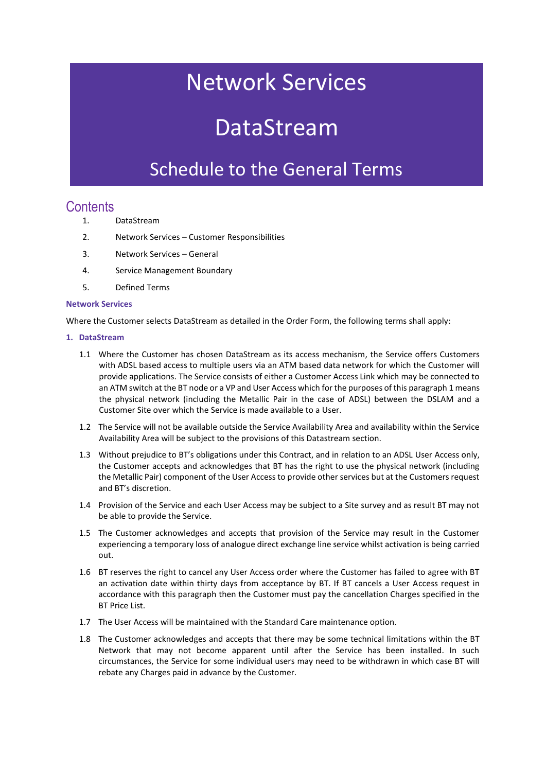# Network Services

# DataStream

## Schedule to the General Terms

## Contents

1. DataStream
2. Network Services – Customer Responsibilities
3. Network Services – General
4. Service Management Boundary
5. Defined Terms

**Network Services**

Where the Customer selects DataStream as detailed in the Order Form, the following terms shall apply:

### 1. DataStream

1.1 Where the Customer has chosen DataStream as its access mechanism, the Service offers Customers with ADSL based access to multiple users via an ATM based data network for which the Customer will provide applications. The Service consists of either a Customer Access Link which may be connected to an ATM switch at the BT node or a VP and User Access which for the purposes of this paragraph 1 means the physical network (including the Metallic Pair in the case of ADSL) between the DSLAM and a Customer Site over which the Service is made available to a User.

1.2 The Service will not be available outside the Service Availability Area and availability within the Service Availability Area will be subject to the provisions of this Datastream section.

1.3 Without prejudice to BT's obligations under this Contract, and in relation to an ADSL User Access only, the Customer accepts and acknowledges that BT has the right to use the physical network (including the Metallic Pair) component of the User Access to provide other services but at the Customers request and BT's discretion.

1.4 Provision of the Service and each User Access may be subject to a Site survey and as result BT may not be able to provide the Service.

1.5 The Customer acknowledges and accepts that provision of the Service may result in the Customer experiencing a temporary loss of analogue direct exchange line service whilst activation is being carried out.

1.6 BT reserves the right to cancel any User Access order where the Customer has failed to agree with BT an activation date within thirty days from acceptance by BT. If BT cancels a User Access request in accordance with this paragraph then the Customer must pay the cancellation Charges specified in the BT Price List.

1.7 The User Access will be maintained with the Standard Care maintenance option.

1.8 The Customer acknowledges and accepts that there may be some technical limitations within the BT Network that may not become apparent until after the Service has been installed. In such circumstances, the Service for some individual users may need to be withdrawn in which case BT will rebate any Charges paid in advance by the Customer.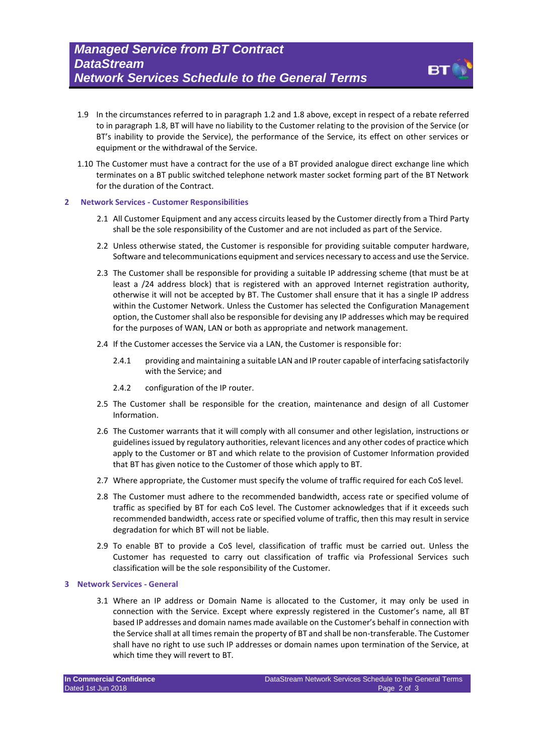1.9 In the circumstances referred to in paragraph 1.2 and 1.8 above, except in respect of a rebate referred to in paragraph 1.8, BT will have no liability to the Customer relating to the provision of the Service (or BT's inability to provide the Service), the performance of the Service, its effect on other services or equipment or the withdrawal of the Service.

1.10 The Customer must have a contract for the use of a BT provided analogue direct exchange line which terminates on a BT public switched telephone network master socket forming part of the BT Network for the duration of the Contract.

## 2 Network Services - Customer Responsibilities

2.1 All Customer Equipment and any access circuits leased by the Customer directly from a Third Party shall be the sole responsibility of the Customer and are not included as part of the Service.

2.2 Unless otherwise stated, the Customer is responsible for providing suitable computer hardware, Software and telecommunications equipment and services necessary to access and use the Service.

2.3 The Customer shall be responsible for providing a suitable IP addressing scheme (that must be at least a /24 address block) that is registered with an approved Internet registration authority, otherwise it will not be accepted by BT. The Customer shall ensure that it has a single IP address within the Customer Network. Unless the Customer has selected the Configuration Management option, the Customer shall also be responsible for devising any IP addresses which may be required for the purposes of WAN, LAN or both as appropriate and network management.

2.4 If the Customer accesses the Service via a LAN, the Customer is responsible for:

2.4.1 providing and maintaining a suitable LAN and IP router capable of interfacing satisfactorily with the Service; and

2.4.2 configuration of the IP router.

2.5 The Customer shall be responsible for the creation, maintenance and design of all Customer Information.

2.6 The Customer warrants that it will comply with all consumer and other legislation, instructions or guidelines issued by regulatory authorities, relevant licences and any other codes of practice which apply to the Customer or BT and which relate to the provision of Customer Information provided that BT has given notice to the Customer of those which apply to BT.

2.7 Where appropriate, the Customer must specify the volume of traffic required for each CoS level.

2.8 The Customer must adhere to the recommended bandwidth, access rate or specified volume of traffic as specified by BT for each CoS level. The Customer acknowledges that if it exceeds such recommended bandwidth, access rate or specified volume of traffic, then this may result in service degradation for which BT will not be liable.

2.9 To enable BT to provide a CoS level, classification of traffic must be carried out. Unless the Customer has requested to carry out classification of traffic via Professional Services such classification will be the sole responsibility of the Customer.

## 3 Network Services - General

3.1 Where an IP address or Domain Name is allocated to the Customer, it may only be used in connection with the Service. Except where expressly registered in the Customer's name, all BT based IP addresses and domain names made available on the Customer's behalf in connection with the Service shall at all times remain the property of BT and shall be non-transferable. The Customer shall have no right to use such IP addresses or domain names upon termination of the Service, at which time they will revert to BT.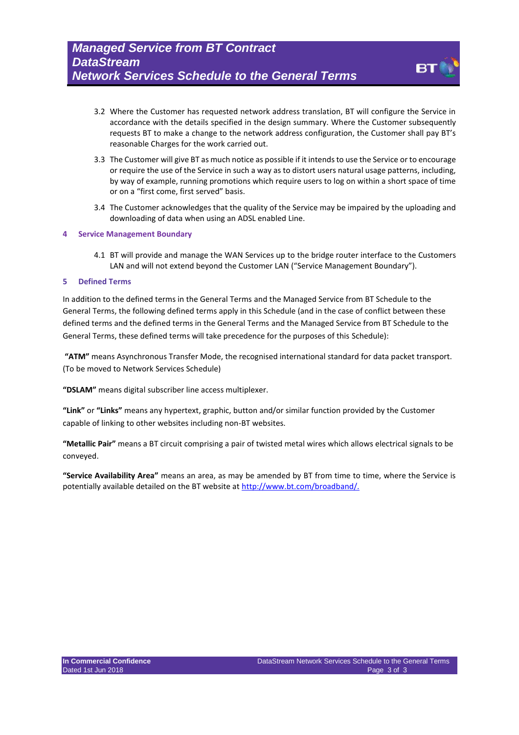3.2 Where the Customer has requested network address translation, BT will configure the Service in accordance with the details specified in the design summary. Where the Customer subsequently requests BT to make a change to the network address configuration, the Customer shall pay BT's reasonable Charges for the work carried out.

3.3 The Customer will give BT as much notice as possible if it intends to use the Service or to encourage or require the use of the Service in such a way as to distort users natural usage patterns, including, by way of example, running promotions which require users to log on within a short space of time or on a "first come, first served" basis.

3.4 The Customer acknowledges that the quality of the Service may be impaired by the uploading and downloading of data when using an ADSL enabled Line.

## 4 Service Management Boundary

4.1 BT will provide and manage the WAN Services up to the bridge router interface to the Customers LAN and will not extend beyond the Customer LAN ("Service Management Boundary").

## 5 Defined Terms

In addition to the defined terms in the General Terms and the Managed Service from BT Schedule to the General Terms, the following defined terms apply in this Schedule (and in the case of conflict between these defined terms and the defined terms in the General Terms and the Managed Service from BT Schedule to the General Terms, these defined terms will take precedence for the purposes of this Schedule):

**"ATM"** means Asynchronous Transfer Mode, the recognised international standard for data packet transport. (To be moved to Network Services Schedule)

**"DSLAM"** means digital subscriber line access multiplexer.

**"Link"** or **"Links"** means any hypertext, graphic, button and/or similar function provided by the Customer capable of linking to other websites including non-BT websites.

**"Metallic Pair"** means a BT circuit comprising a pair of twisted metal wires which allows electrical signals to be conveyed.

**"Service Availability Area"** means an area, as may be amended by BT from time to time, where the Service is potentially available detailed on the BT website at http://www.bt.com/broadband/.